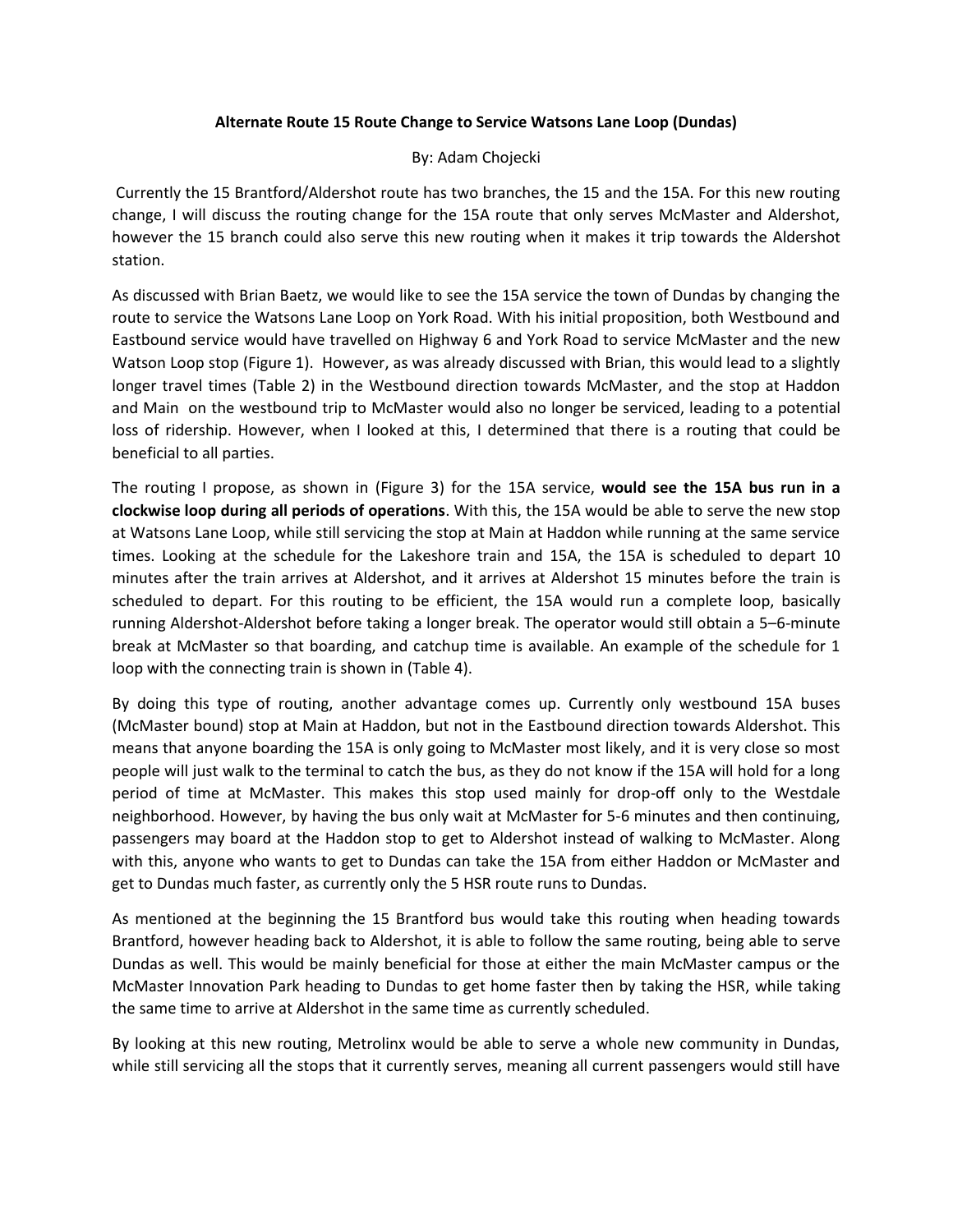**Alternate Route 15 Route Change to Service Watsons Lane Loop (Dundas)**

By: Adam Chojecki

Currently the 15 Brantford/Aldershot route has two branches, the 15 and the 15A. For this new routing change, I will discuss the routing change for the 15A route that only serves McMaster and Aldershot, however the 15 branch could also serve this new routing when it makes it trip towards the Aldershot station.

As discussed with Brian Baetz, we would like to see the 15A service the town of Dundas by changing the route to service the Watsons Lane Loop on York Road. With his initial proposition, both Westbound and Eastbound service would have travelled on Highway 6 and York Road to service McMaster and the new Watson Loop stop (Figure 1). However, as was already discussed with Brian, this would lead to a slightly longer travel times (Table 2) in the Westbound direction towards McMaster, and the stop at Haddon and Main on the westbound trip to McMaster would also no longer be serviced, leading to a potential loss of ridership. However, when I looked at this, I determined that there is a routing that could be beneficial to all parties.

The routing I propose, as shown in (Figure 3) for the 15A service, **would see the 15A bus run in a clockwise loop during all periods of operations**. With this, the 15A would be able to serve the new stop at Watsons Lane Loop, while still servicing the stop at Main at Haddon while running at the same service times. Looking at the schedule for the Lakeshore train and 15A, the 15A is scheduled to depart 10 minutes after the train arrives at Aldershot, and it arrives at Aldershot 15 minutes before the train is scheduled to depart. For this routing to be efficient, the 15A would run a complete loop, basically running Aldershot-Aldershot before taking a longer break. The operator would still obtain a 5–6-minute break at McMaster so that boarding, and catchup time is available. An example of the schedule for 1 loop with the connecting train is shown in (Table 4).

By doing this type of routing, another advantage comes up. Currently only westbound 15A buses (McMaster bound) stop at Main at Haddon, but not in the Eastbound direction towards Aldershot. This means that anyone boarding the 15A is only going to McMaster most likely, and it is very close so most people will just walk to the terminal to catch the bus, as they do not know if the 15A will hold for a long period of time at McMaster. This makes this stop used mainly for drop-off only to the Westdale neighborhood. However, by having the bus only wait at McMaster for 5-6 minutes and then continuing, passengers may board at the Haddon stop to get to Aldershot instead of walking to McMaster. Along with this, anyone who wants to get to Dundas can take the 15A from either Haddon or McMaster and get to Dundas much faster, as currently only the 5 HSR route runs to Dundas.

As mentioned at the beginning the 15 Brantford bus would take this routing when heading towards Brantford, however heading back to Aldershot, it is able to follow the same routing, being able to serve Dundas as well. This would be mainly beneficial for those at either the main McMaster campus or the McMaster Innovation Park heading to Dundas to get home faster then by taking the HSR, while taking the same time to arrive at Aldershot in the same time as currently scheduled.

By looking at this new routing, Metrolinx would be able to serve a whole new community in Dundas, while still servicing all the stops that it currently serves, meaning all current passengers would still have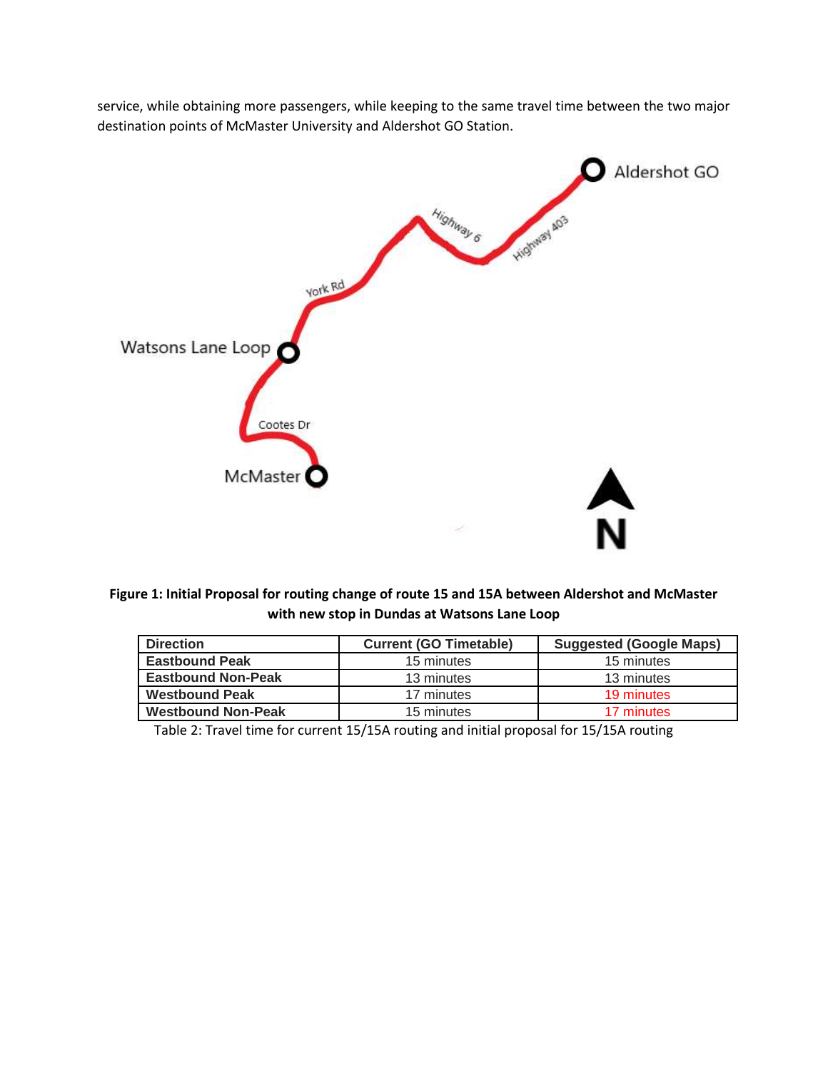service, while obtaining more passengers, while keeping to the same travel time between the two major destination points of McMaster University and Aldershot GO Station.

**Figure 1: Initial Proposal for routing change of route 15 and 15A between Aldershot and McMaster with new stop in Dundas at Watsons Lane Loop**

| Direction | Current (GO Timetable) | Suggested (Google Maps) |
|---|---|---|
| **Eastbound Peak** | 15 minutes | 15 minutes |
| **Eastbound Non-Peak** | 13 minutes | 13 minutes |
| **Westbound Peak** | 17 minutes | 19 minutes |
| **Westbound Non-Peak** | 15 minutes | 17 minutes |

Table 2: Travel time for current 15/15A routing and initial proposal for 15/15A routing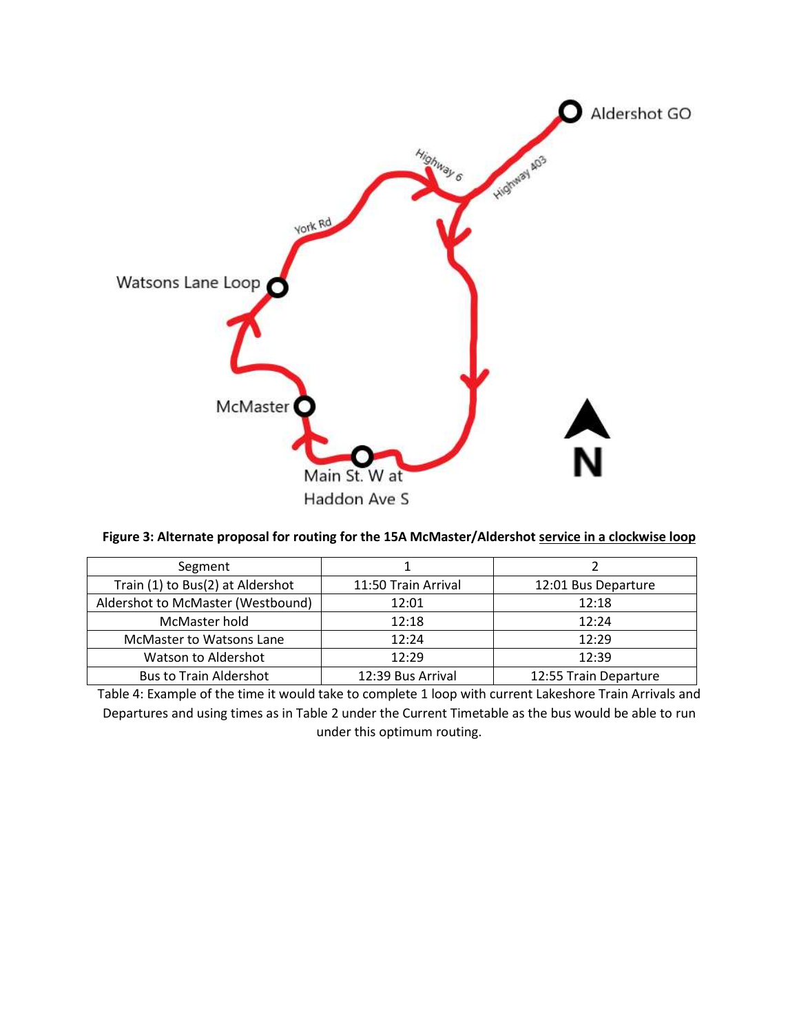Aldershot GO

Highway 6

Highway 403

York Rd

Watsons Lane Loop

McMaster

Main St. W at Haddon Ave S

N

**Figure 3: Alternate proposal for routing for the 15A McMaster/Aldershot <u>service in a clockwise loop</u>**

| Segment | 1 | 2 |
|---|---|---|
| Train (1) to Bus(2) at Aldershot | 11:50 Train Arrival | 12:01 Bus Departure |
| Aldershot to McMaster (Westbound) | 12:01 | 12:18 |
| McMaster hold | 12:18 | 12:24 |
| McMaster to Watsons Lane | 12:24 | 12:29 |
| Watson to Aldershot | 12:29 | 12:39 |
| Bus to Train Aldershot | 12:39 Bus Arrival | 12:55 Train Departure |

Table 4: Example of the time it would take to complete 1 loop with current Lakeshore Train Arrivals and Departures and using times as in Table 2 under the Current Timetable as the bus would be able to run under this optimum routing.